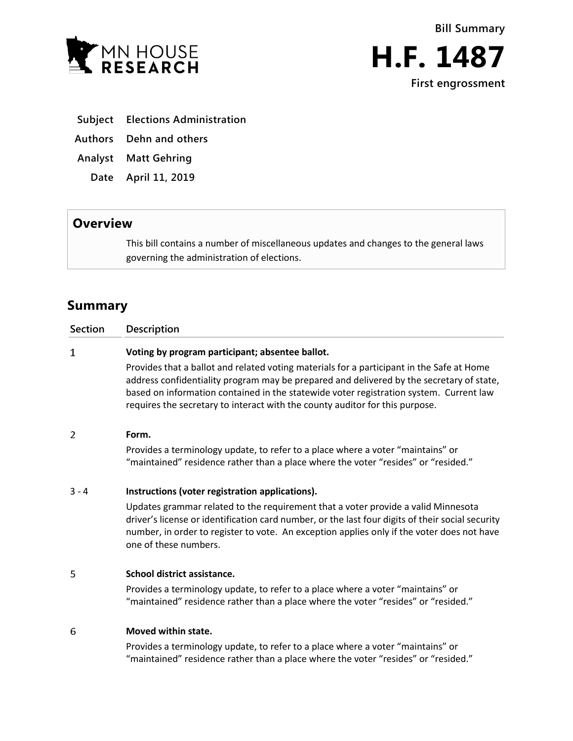MN HOUSE RESEARCH

**Bill Summary**

# H.F. 1487

**First engrossment**

| | |
|---|---|
| **Subject** | **Elections Administration** |
| **Authors** | **Dehn and others** |
| **Analyst** | **Matt Gehring** |
| **Date** | **April 11, 2019** |

## Overview

This bill contains a number of miscellaneous updates and changes to the general laws governing the administration of elections.

## Summary

| Section | Description |
|---|---|
| 1 | **Voting by program participant; absentee ballot.**<br>Provides that a ballot and related voting materials for a participant in the Safe at Home address confidentiality program may be prepared and delivered by the secretary of state, based on information contained in the statewide voter registration system. Current law requires the secretary to interact with the county auditor for this purpose. |
| 2 | **Form.**<br>Provides a terminology update, to refer to a place where a voter "maintains" or "maintained" residence rather than a place where the voter "resides" or "resided." |
| 3 - 4 | **Instructions (voter registration applications).**<br>Updates grammar related to the requirement that a voter provide a valid Minnesota driver's license or identification card number, or the last four digits of their social security number, in order to register to vote. An exception applies only if the voter does not have one of these numbers. |
| 5 | **School district assistance.**<br>Provides a terminology update, to refer to a place where a voter "maintains" or "maintained" residence rather than a place where the voter "resides" or "resided." |
| 6 | **Moved within state.**<br>Provides a terminology update, to refer to a place where a voter "maintains" or "maintained" residence rather than a place where the voter "resides" or "resided." |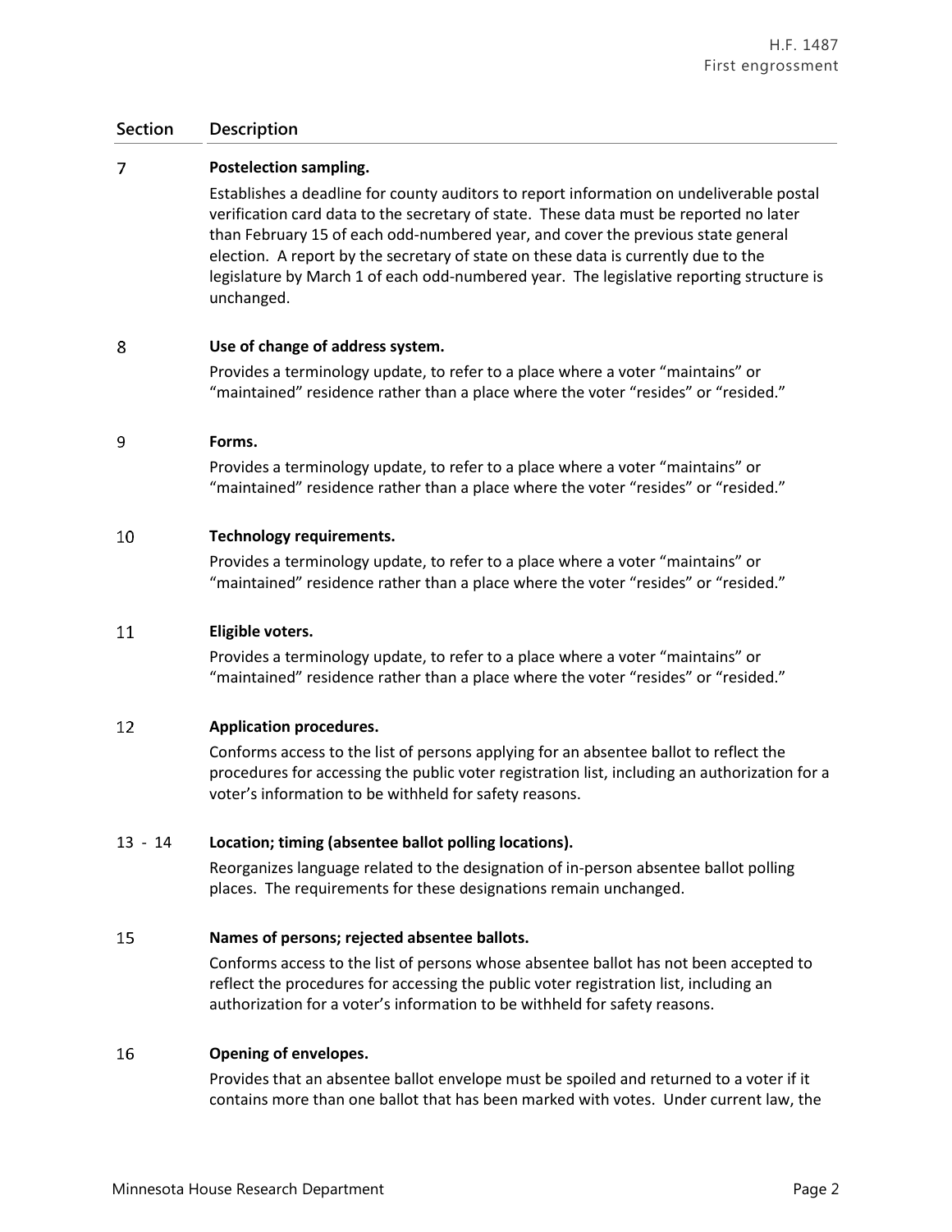| Section | Description |
|---|---|
| 7 | **Postelection sampling.** Establishes a deadline for county auditors to report information on undeliverable postal verification card data to the secretary of state. These data must be reported no later than February 15 of each odd-numbered year, and cover the previous state general election. A report by the secretary of state on these data is currently due to the legislature by March 1 of each odd-numbered year. The legislative reporting structure is unchanged. |
| 8 | **Use of change of address system.** Provides a terminology update, to refer to a place where a voter "maintains" or "maintained" residence rather than a place where the voter "resides" or "resided." |
| 9 | **Forms.** Provides a terminology update, to refer to a place where a voter "maintains" or "maintained" residence rather than a place where the voter "resides" or "resided." |
| 10 | **Technology requirements.** Provides a terminology update, to refer to a place where a voter "maintains" or "maintained" residence rather than a place where the voter "resides" or "resided." |
| 11 | **Eligible voters.** Provides a terminology update, to refer to a place where a voter "maintains" or "maintained" residence rather than a place where the voter "resides" or "resided." |
| 12 | **Application procedures.** Conforms access to the list of persons applying for an absentee ballot to reflect the procedures for accessing the public voter registration list, including an authorization for a voter's information to be withheld for safety reasons. |
| 13 - 14 | **Location; timing (absentee ballot polling locations).** Reorganizes language related to the designation of in-person absentee ballot polling places. The requirements for these designations remain unchanged. |
| 15 | **Names of persons; rejected absentee ballots.** Conforms access to the list of persons whose absentee ballot has not been accepted to reflect the procedures for accessing the public voter registration list, including an authorization for a voter's information to be withheld for safety reasons. |
| 16 | **Opening of envelopes.** Provides that an absentee ballot envelope must be spoiled and returned to a voter if it contains more than one ballot that has been marked with votes. Under current law, the |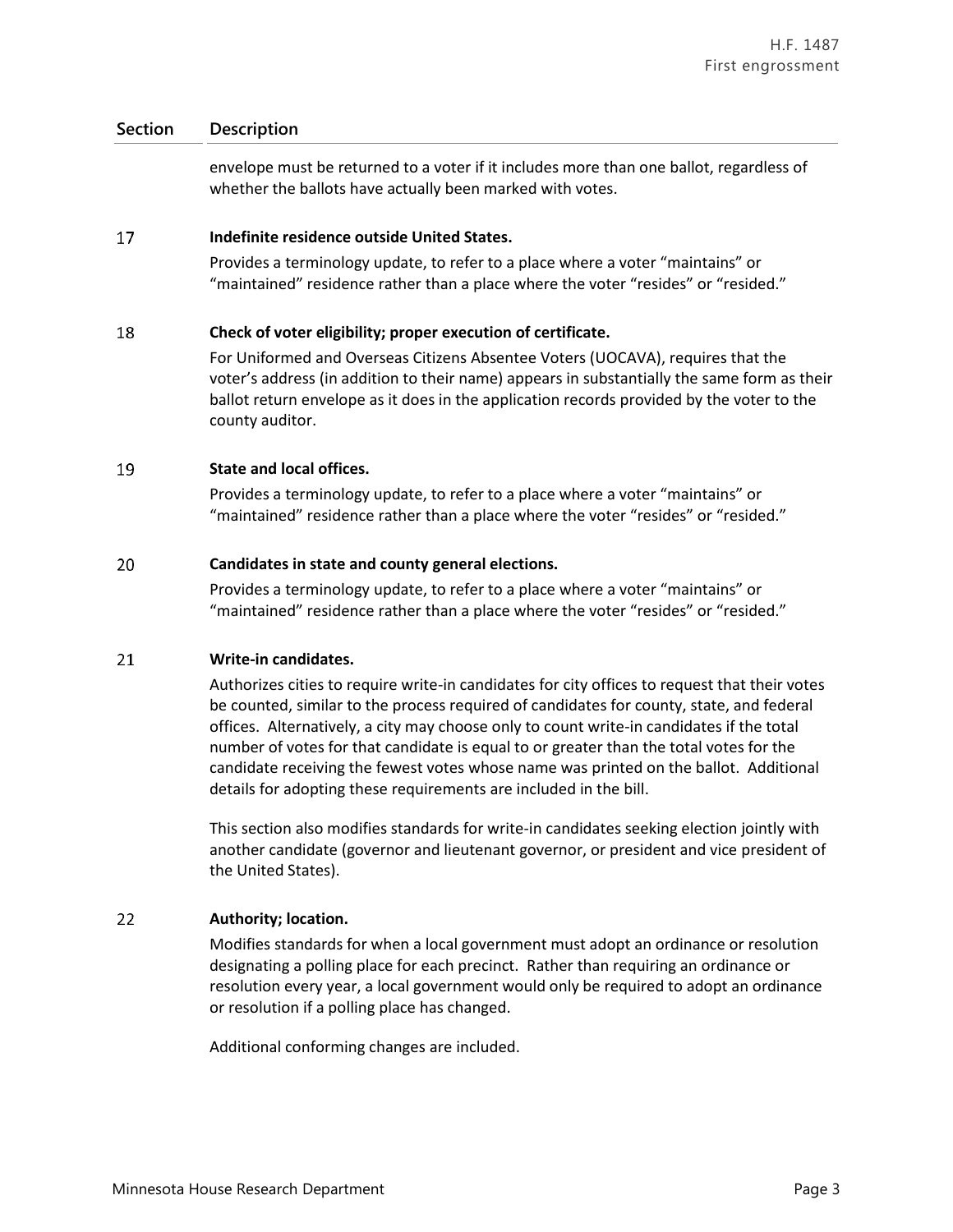| Section | Description |
|---|---|
| | envelope must be returned to a voter if it includes more than one ballot, regardless of whether the ballots have actually been marked with votes. |
| 17 | **Indefinite residence outside United States.**<br>Provides a terminology update, to refer to a place where a voter "maintains" or "maintained" residence rather than a place where the voter "resides" or "resided." |
| 18 | **Check of voter eligibility; proper execution of certificate.**<br>For Uniformed and Overseas Citizens Absentee Voters (UOCAVA), requires that the voter's address (in addition to their name) appears in substantially the same form as their ballot return envelope as it does in the application records provided by the voter to the county auditor. |
| 19 | **State and local offices.**<br>Provides a terminology update, to refer to a place where a voter "maintains" or "maintained" residence rather than a place where the voter "resides" or "resided." |
| 20 | **Candidates in state and county general elections.**<br>Provides a terminology update, to refer to a place where a voter "maintains" or "maintained" residence rather than a place where the voter "resides" or "resided." |
| 21 | **Write-in candidates.**<br>Authorizes cities to require write-in candidates for city offices to request that their votes be counted, similar to the process required of candidates for county, state, and federal offices. Alternatively, a city may choose only to count write-in candidates if the total number of votes for that candidate is equal to or greater than the total votes for the candidate receiving the fewest votes whose name was printed on the ballot. Additional details for adopting these requirements are included in the bill.<br><br>This section also modifies standards for write-in candidates seeking election jointly with another candidate (governor and lieutenant governor, or president and vice president of the United States). |
| 22 | **Authority; location.**<br>Modifies standards for when a local government must adopt an ordinance or resolution designating a polling place for each precinct. Rather than requiring an ordinance or resolution every year, a local government would only be required to adopt an ordinance or resolution if a polling place has changed.<br><br>Additional conforming changes are included. |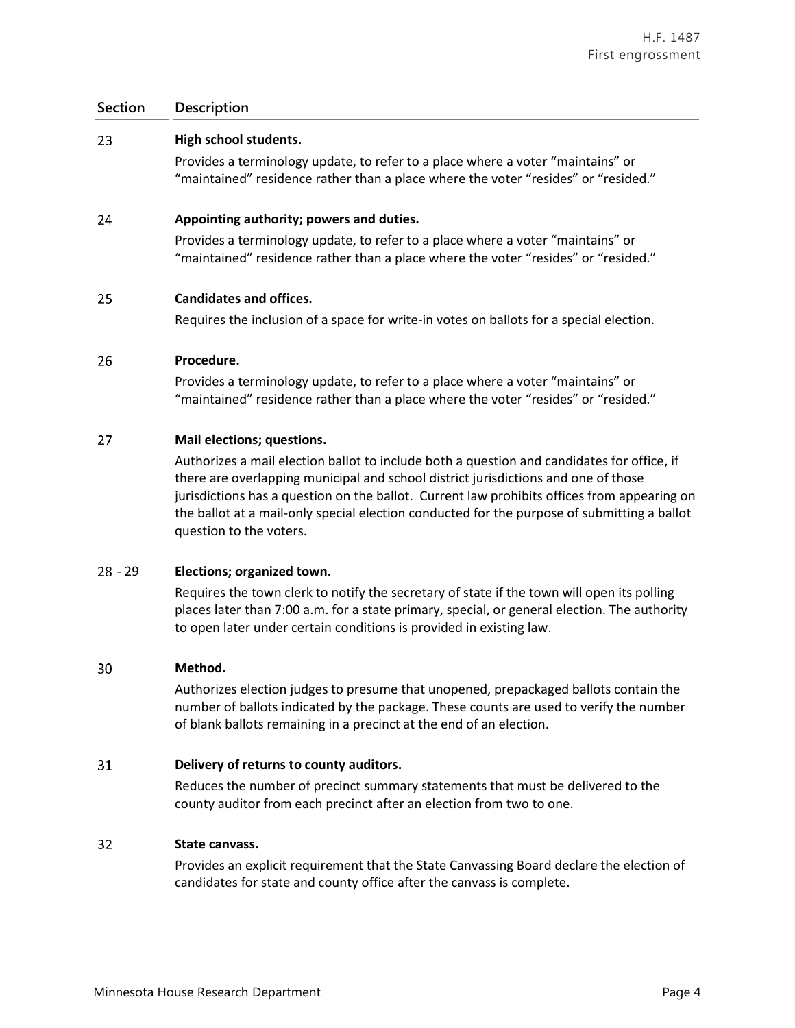| Section | Description |
|---|---|
| 23 | **High school students.**<br>Provides a terminology update, to refer to a place where a voter "maintains" or "maintained" residence rather than a place where the voter "resides" or "resided." |
| 24 | **Appointing authority; powers and duties.**<br>Provides a terminology update, to refer to a place where a voter "maintains" or "maintained" residence rather than a place where the voter "resides" or "resided." |
| 25 | **Candidates and offices.**<br>Requires the inclusion of a space for write-in votes on ballots for a special election. |
| 26 | **Procedure.**<br>Provides a terminology update, to refer to a place where a voter "maintains" or "maintained" residence rather than a place where the voter "resides" or "resided." |
| 27 | **Mail elections; questions.**<br>Authorizes a mail election ballot to include both a question and candidates for office, if there are overlapping municipal and school district jurisdictions and one of those jurisdictions has a question on the ballot. Current law prohibits offices from appearing on the ballot at a mail-only special election conducted for the purpose of submitting a ballot question to the voters. |
| 28 - 29 | **Elections; organized town.**<br>Requires the town clerk to notify the secretary of state if the town will open its polling places later than 7:00 a.m. for a state primary, special, or general election. The authority to open later under certain conditions is provided in existing law. |
| 30 | **Method.**<br>Authorizes election judges to presume that unopened, prepackaged ballots contain the number of ballots indicated by the package. These counts are used to verify the number of blank ballots remaining in a precinct at the end of an election. |
| 31 | **Delivery of returns to county auditors.**<br>Reduces the number of precinct summary statements that must be delivered to the county auditor from each precinct after an election from two to one. |
| 32 | **State canvass.**<br>Provides an explicit requirement that the State Canvassing Board declare the election of candidates for state and county office after the canvass is complete. |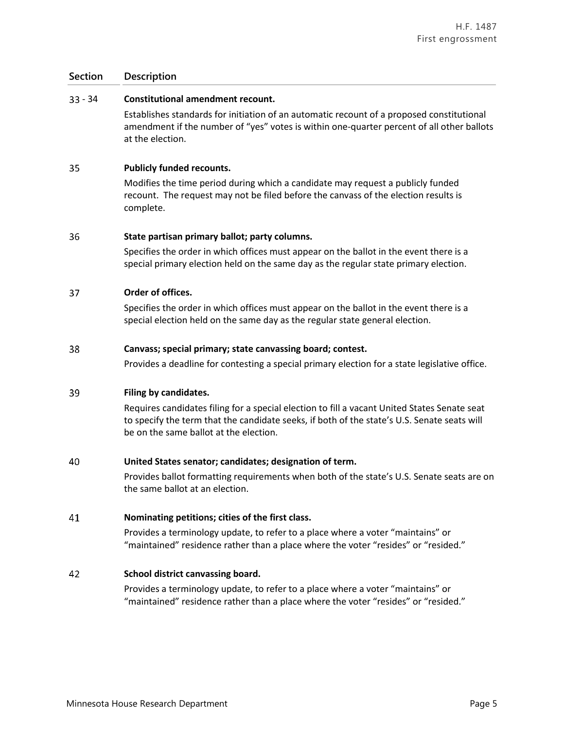| Section | Description |
|---|---|
| 33 - 34 | **Constitutional amendment recount.**<br>Establishes standards for initiation of an automatic recount of a proposed constitutional amendment if the number of "yes" votes is within one-quarter percent of all other ballots at the election. |
| 35 | **Publicly funded recounts.**<br>Modifies the time period during which a candidate may request a publicly funded recount. The request may not be filed before the canvass of the election results is complete. |
| 36 | **State partisan primary ballot; party columns.**<br>Specifies the order in which offices must appear on the ballot in the event there is a special primary election held on the same day as the regular state primary election. |
| 37 | **Order of offices.**<br>Specifies the order in which offices must appear on the ballot in the event there is a special election held on the same day as the regular state general election. |
| 38 | **Canvass; special primary; state canvassing board; contest.**<br>Provides a deadline for contesting a special primary election for a state legislative office. |
| 39 | **Filing by candidates.**<br>Requires candidates filing for a special election to fill a vacant United States Senate seat to specify the term that the candidate seeks, if both of the state's U.S. Senate seats will be on the same ballot at the election. |
| 40 | **United States senator; candidates; designation of term.**<br>Provides ballot formatting requirements when both of the state's U.S. Senate seats are on the same ballot at an election. |
| 41 | **Nominating petitions; cities of the first class.**<br>Provides a terminology update, to refer to a place where a voter "maintains" or "maintained" residence rather than a place where the voter "resides" or "resided." |
| 42 | **School district canvassing board.**<br>Provides a terminology update, to refer to a place where a voter "maintains" or "maintained" residence rather than a place where the voter "resides" or "resided." |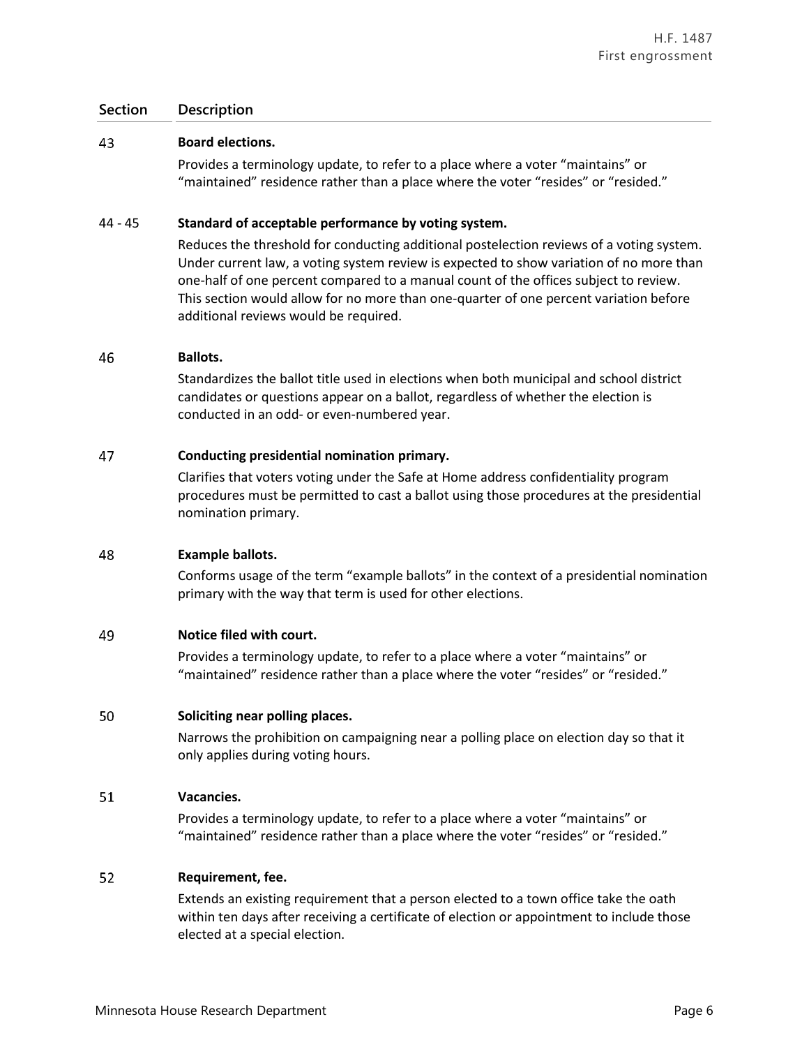| Section | Description |
|---|---|
| 43 | **Board elections.**<br>Provides a terminology update, to refer to a place where a voter "maintains" or "maintained" residence rather than a place where the voter "resides" or "resided." |
| 44 - 45 | **Standard of acceptable performance by voting system.**<br>Reduces the threshold for conducting additional postelection reviews of a voting system. Under current law, a voting system review is expected to show variation of no more than one-half of one percent compared to a manual count of the offices subject to review. This section would allow for no more than one-quarter of one percent variation before additional reviews would be required. |
| 46 | **Ballots.**<br>Standardizes the ballot title used in elections when both municipal and school district candidates or questions appear on a ballot, regardless of whether the election is conducted in an odd- or even-numbered year. |
| 47 | **Conducting presidential nomination primary.**<br>Clarifies that voters voting under the Safe at Home address confidentiality program procedures must be permitted to cast a ballot using those procedures at the presidential nomination primary. |
| 48 | **Example ballots.**<br>Conforms usage of the term "example ballots" in the context of a presidential nomination primary with the way that term is used for other elections. |
| 49 | **Notice filed with court.**<br>Provides a terminology update, to refer to a place where a voter "maintains" or "maintained" residence rather than a place where the voter "resides" or "resided." |
| 50 | **Soliciting near polling places.**<br>Narrows the prohibition on campaigning near a polling place on election day so that it only applies during voting hours. |
| 51 | **Vacancies.**<br>Provides a terminology update, to refer to a place where a voter "maintains" or "maintained" residence rather than a place where the voter "resides" or "resided." |
| 52 | **Requirement, fee.**<br>Extends an existing requirement that a person elected to a town office take the oath within ten days after receiving a certificate of election or appointment to include those elected at a special election. |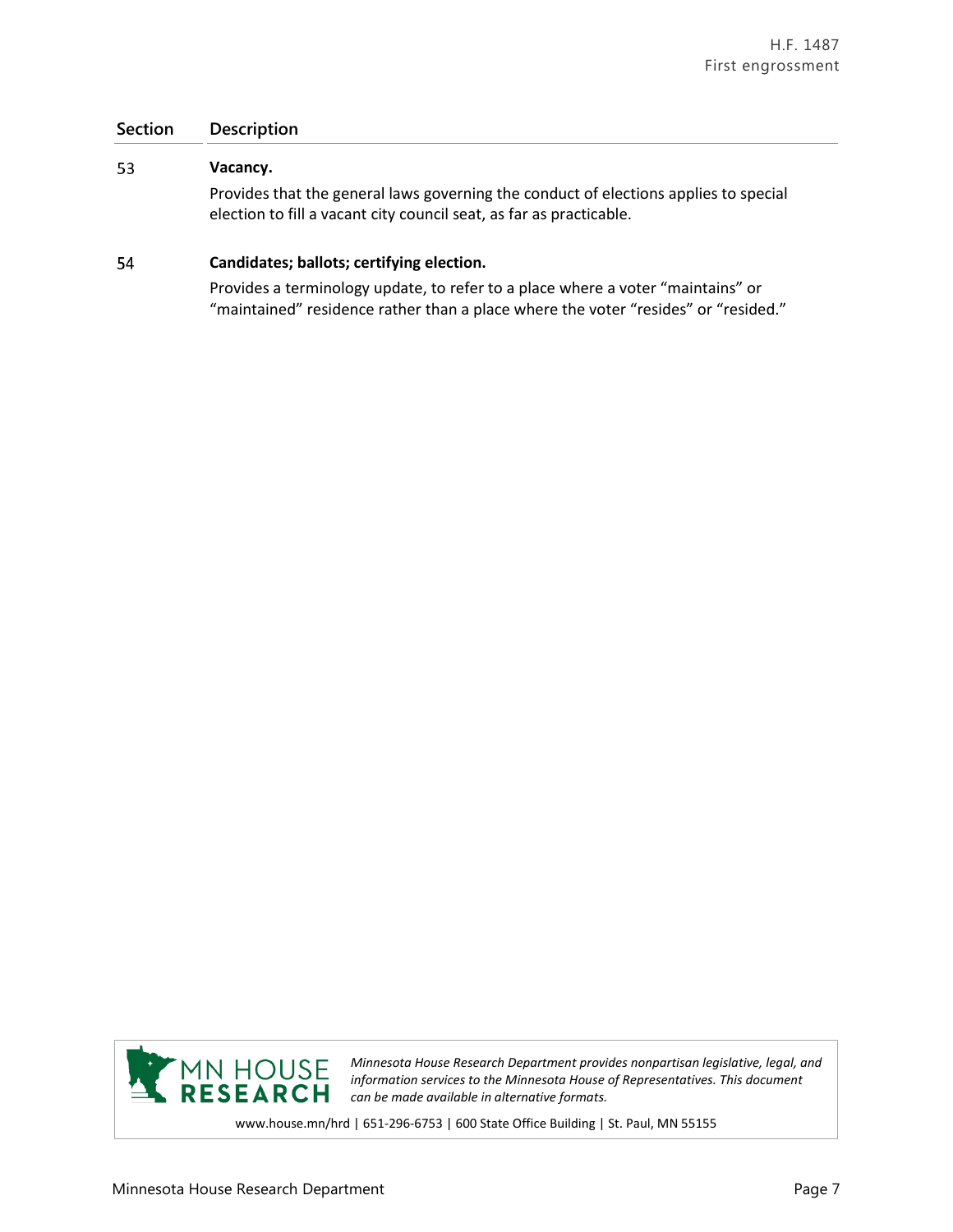| Section | Description |
|---|---|
| 53 | **Vacancy.**<br>Provides that the general laws governing the conduct of elections applies to special election to fill a vacant city council seat, as far as practicable. |
| 54 | **Candidates; ballots; certifying election.**<br>Provides a terminology update, to refer to a place where a voter "maintains" or "maintained" residence rather than a place where the voter "resides" or "resided." |

*Minnesota House Research Department provides nonpartisan legislative, legal, and information services to the Minnesota House of Representatives. This document can be made available in alternative formats.*

www.house.mn/hrd | 651-296-6753 | 600 State Office Building | St. Paul, MN 55155